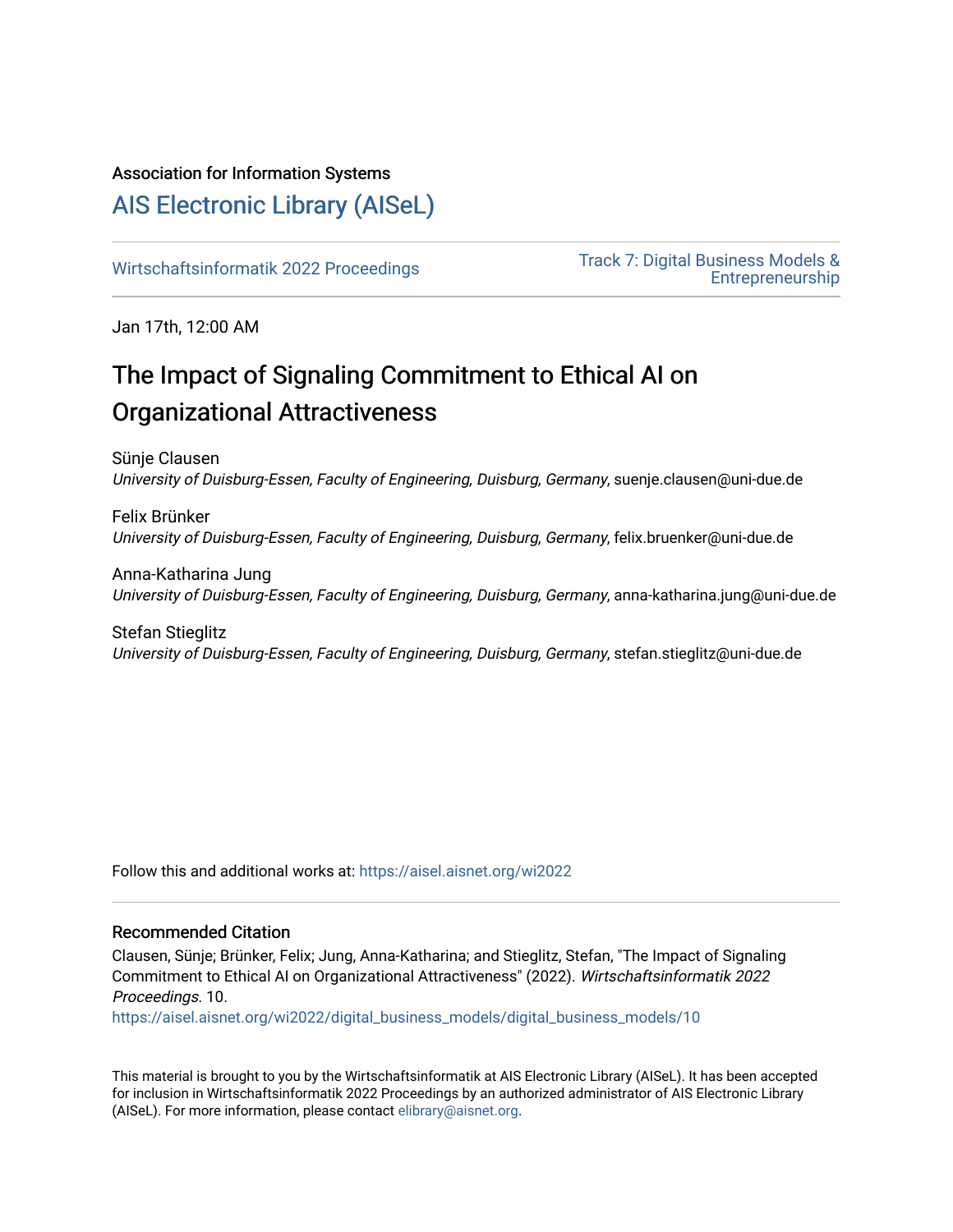Association for Information Systems

# [AIS Electronic Library (AISeL)](https://aisel.aisnet.org/)

[Wirtschaftsinformatik 2022 Proceedings](https://aisel.aisnet.org/wi2022) | [Track 7: Digital Business Models & Entrepreneurship](https://aisel.aisnet.org/wi2022/digital_business_models)

Jan 17th, 12:00 AM

## The Impact of Signaling Commitment to Ethical AI on Organizational Attractiveness

Sünje Clausen
*University of Duisburg-Essen, Faculty of Engineering, Duisburg, Germany*, suenje.clausen@uni-due.de

Felix Brünker
*University of Duisburg-Essen, Faculty of Engineering, Duisburg, Germany*, felix.bruenker@uni-due.de

Anna-Katharina Jung
*University of Duisburg-Essen, Faculty of Engineering, Duisburg, Germany*, anna-katharina.jung@uni-due.de

Stefan Stieglitz
*University of Duisburg-Essen, Faculty of Engineering, Duisburg, Germany*, stefan.stieglitz@uni-due.de

Follow this and additional works at: https://aisel.aisnet.org/wi2022

### Recommended Citation

Clausen, Sünje; Brünker, Felix; Jung, Anna-Katharina; and Stieglitz, Stefan, "The Impact of Signaling Commitment to Ethical AI on Organizational Attractiveness" (2022). *Wirtschaftsinformatik 2022 Proceedings*. 10.
https://aisel.aisnet.org/wi2022/digital_business_models/digital_business_models/10

This material is brought to you by the Wirtschaftsinformatik at AIS Electronic Library (AISeL). It has been accepted for inclusion in Wirtschaftsinformatik 2022 Proceedings by an authorized administrator of AIS Electronic Library (AISeL). For more information, please contact elibrary@aisnet.org.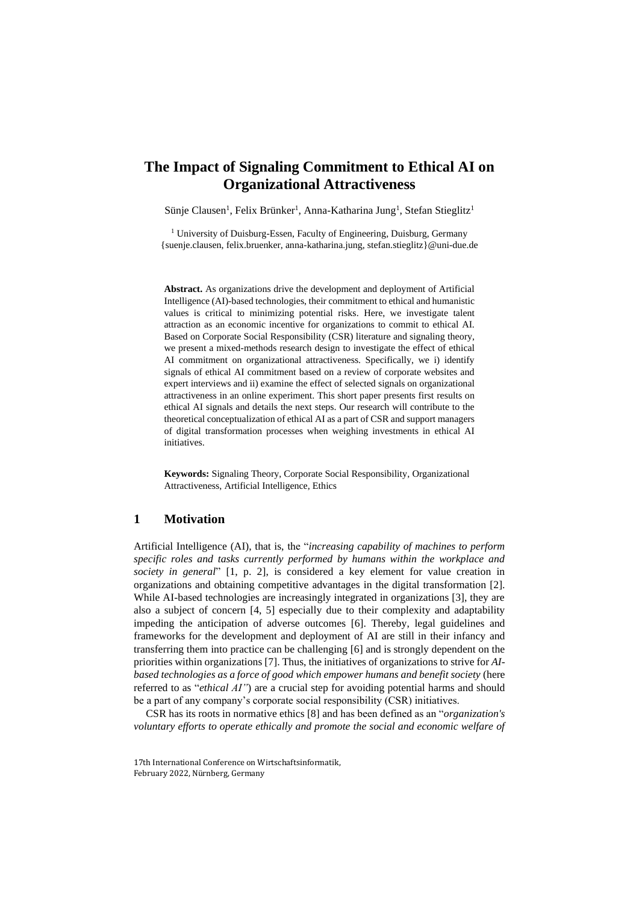# The Impact of Signaling Commitment to Ethical AI on Organizational Attractiveness

Sünje Clausen[1], Felix Brünker[1], Anna-Katharina Jung[1], Stefan Stieglitz[1]

[1] University of Duisburg-Essen, Faculty of Engineering, Duisburg, Germany
{suenje.clausen, felix.bruenker, anna-katharina.jung, stefan.stieglitz}@uni-due.de

**Abstract.** As organizations drive the development and deployment of Artificial Intelligence (AI)-based technologies, their commitment to ethical and humanistic values is critical to minimizing potential risks. Here, we investigate talent attraction as an economic incentive for organizations to commit to ethical AI. Based on Corporate Social Responsibility (CSR) literature and signaling theory, we present a mixed-methods research design to investigate the effect of ethical AI commitment on organizational attractiveness. Specifically, we i) identify signals of ethical AI commitment based on a review of corporate websites and expert interviews and ii) examine the effect of selected signals on organizational attractiveness in an online experiment. This short paper presents first results on ethical AI signals and details the next steps. Our research will contribute to the theoretical conceptualization of ethical AI as a part of CSR and support managers of digital transformation processes when weighing investments in ethical AI initiatives.

**Keywords:** Signaling Theory, Corporate Social Responsibility, Organizational Attractiveness, Artificial Intelligence, Ethics

## 1 Motivation

Artificial Intelligence (AI), that is, the "*increasing capability of machines to perform specific roles and tasks currently performed by humans within the workplace and society in general*" [1, p. 2], is considered a key element for value creation in organizations and obtaining competitive advantages in the digital transformation [2]. While AI-based technologies are increasingly integrated in organizations [3], they are also a subject of concern [4, 5] especially due to their complexity and adaptability impeding the anticipation of adverse outcomes [6]. Thereby, legal guidelines and frameworks for the development and deployment of AI are still in their infancy and transferring them into practice can be challenging [6] and is strongly dependent on the priorities within organizations [7]. Thus, the initiatives of organizations to strive for *AI-based technologies as a force of good which empower humans and benefit society* (here referred to as "*ethical AI"*) are a crucial step for avoiding potential harms and should be a part of any company's corporate social responsibility (CSR) initiatives.

CSR has its roots in normative ethics [8] and has been defined as an "*organization's voluntary efforts to operate ethically and promote the social and economic welfare of*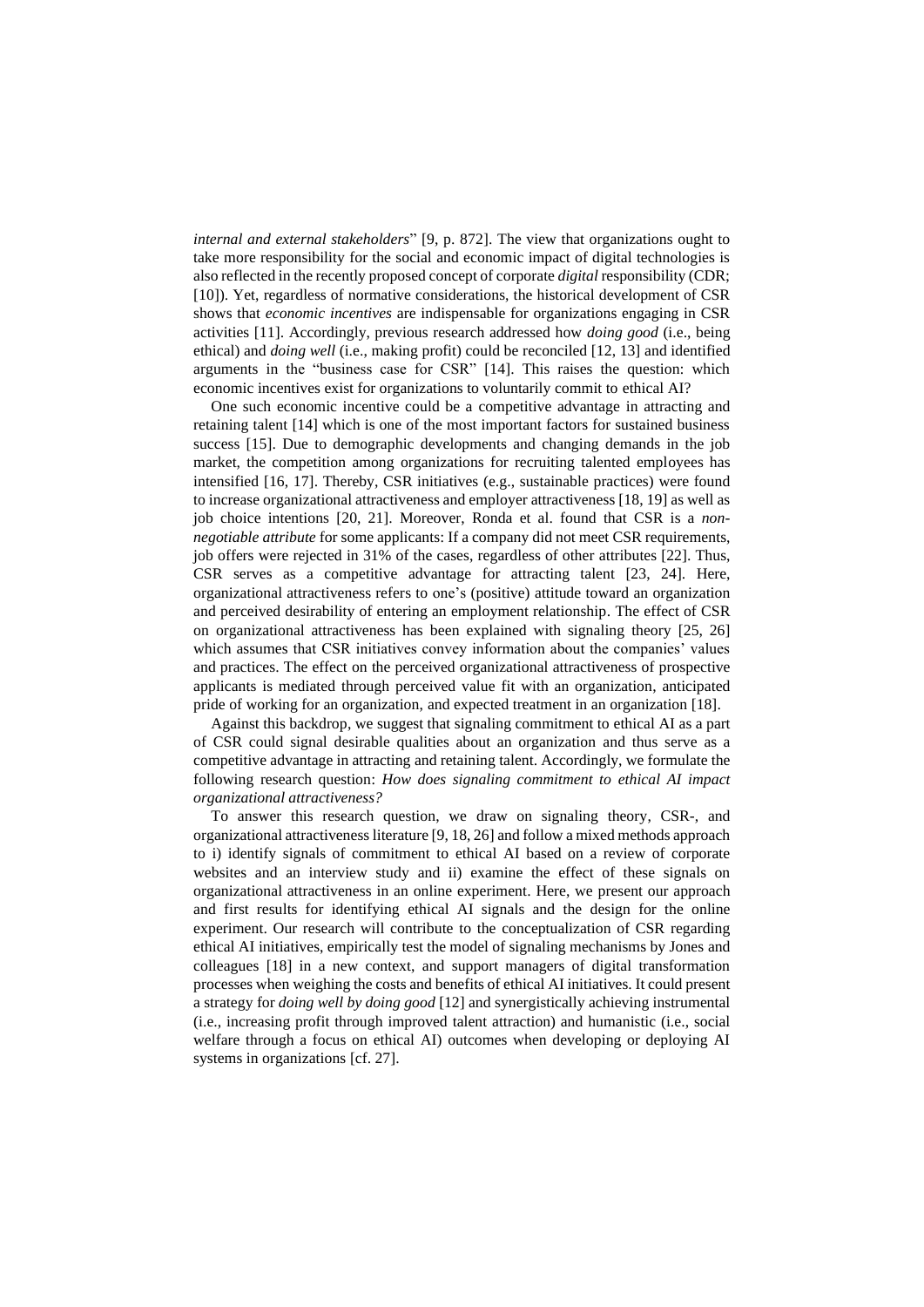*internal and external stakeholders*" [9, p. 872]. The view that organizations ought to take more responsibility for the social and economic impact of digital technologies is also reflected in the recently proposed concept of corporate *digital* responsibility (CDR; [10]). Yet, regardless of normative considerations, the historical development of CSR shows that *economic incentives* are indispensable for organizations engaging in CSR activities [11]. Accordingly, previous research addressed how *doing good* (i.e., being ethical) and *doing well* (i.e., making profit) could be reconciled [12, 13] and identified arguments in the "business case for CSR" [14]. This raises the question: which economic incentives exist for organizations to voluntarily commit to ethical AI?

One such economic incentive could be a competitive advantage in attracting and retaining talent [14] which is one of the most important factors for sustained business success [15]. Due to demographic developments and changing demands in the job market, the competition among organizations for recruiting talented employees has intensified [16, 17]. Thereby, CSR initiatives (e.g., sustainable practices) were found to increase organizational attractiveness and employer attractiveness [18, 19] as well as job choice intentions [20, 21]. Moreover, Ronda et al. found that CSR is a *non-negotiable attribute* for some applicants: If a company did not meet CSR requirements, job offers were rejected in 31% of the cases, regardless of other attributes [22]. Thus, CSR serves as a competitive advantage for attracting talent [23, 24]. Here, organizational attractiveness refers to one's (positive) attitude toward an organization and perceived desirability of entering an employment relationship. The effect of CSR on organizational attractiveness has been explained with signaling theory [25, 26] which assumes that CSR initiatives convey information about the companies' values and practices. The effect on the perceived organizational attractiveness of prospective applicants is mediated through perceived value fit with an organization, anticipated pride of working for an organization, and expected treatment in an organization [18].

Against this backdrop, we suggest that signaling commitment to ethical AI as a part of CSR could signal desirable qualities about an organization and thus serve as a competitive advantage in attracting and retaining talent. Accordingly, we formulate the following research question: *How does signaling commitment to ethical AI impact organizational attractiveness?*

To answer this research question, we draw on signaling theory, CSR-, and organizational attractiveness literature [9, 18, 26] and follow a mixed methods approach to i) identify signals of commitment to ethical AI based on a review of corporate websites and an interview study and ii) examine the effect of these signals on organizational attractiveness in an online experiment. Here, we present our approach and first results for identifying ethical AI signals and the design for the online experiment. Our research will contribute to the conceptualization of CSR regarding ethical AI initiatives, empirically test the model of signaling mechanisms by Jones and colleagues [18] in a new context, and support managers of digital transformation processes when weighing the costs and benefits of ethical AI initiatives. It could present a strategy for *doing well by doing good* [12] and synergistically achieving instrumental (i.e., increasing profit through improved talent attraction) and humanistic (i.e., social welfare through a focus on ethical AI) outcomes when developing or deploying AI systems in organizations [cf. 27].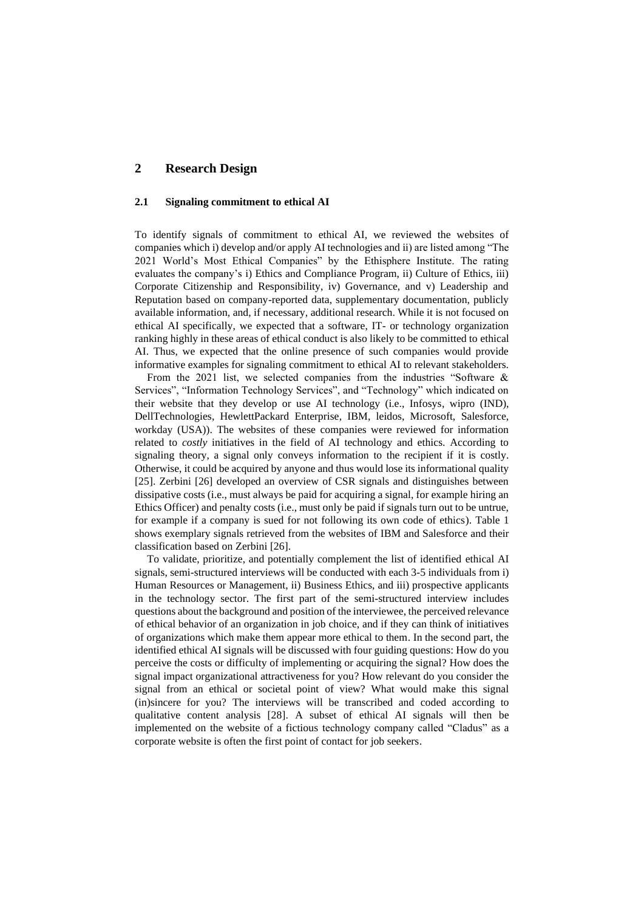## 2 Research Design

### 2.1 Signaling commitment to ethical AI

To identify signals of commitment to ethical AI, we reviewed the websites of companies which i) develop and/or apply AI technologies and ii) are listed among "The 2021 World's Most Ethical Companies" by the Ethisphere Institute. The rating evaluates the company's i) Ethics and Compliance Program, ii) Culture of Ethics, iii) Corporate Citizenship and Responsibility, iv) Governance, and v) Leadership and Reputation based on company-reported data, supplementary documentation, publicly available information, and, if necessary, additional research. While it is not focused on ethical AI specifically, we expected that a software, IT- or technology organization ranking highly in these areas of ethical conduct is also likely to be committed to ethical AI. Thus, we expected that the online presence of such companies would provide informative examples for signaling commitment to ethical AI to relevant stakeholders.

From the 2021 list, we selected companies from the industries "Software & Services", "Information Technology Services", and "Technology" which indicated on their website that they develop or use AI technology (i.e., Infosys, wipro (IND), DellTechnologies, HewlettPackard Enterprise, IBM, leidos, Microsoft, Salesforce, workday (USA)). The websites of these companies were reviewed for information related to *costly* initiatives in the field of AI technology and ethics. According to signaling theory, a signal only conveys information to the recipient if it is costly. Otherwise, it could be acquired by anyone and thus would lose its informational quality [25]. Zerbini [26] developed an overview of CSR signals and distinguishes between dissipative costs (i.e., must always be paid for acquiring a signal, for example hiring an Ethics Officer) and penalty costs (i.e., must only be paid if signals turn out to be untrue, for example if a company is sued for not following its own code of ethics). Table 1 shows exemplary signals retrieved from the websites of IBM and Salesforce and their classification based on Zerbini [26].

To validate, prioritize, and potentially complement the list of identified ethical AI signals, semi-structured interviews will be conducted with each 3-5 individuals from i) Human Resources or Management, ii) Business Ethics, and iii) prospective applicants in the technology sector. The first part of the semi-structured interview includes questions about the background and position of the interviewee, the perceived relevance of ethical behavior of an organization in job choice, and if they can think of initiatives of organizations which make them appear more ethical to them. In the second part, the identified ethical AI signals will be discussed with four guiding questions: How do you perceive the costs or difficulty of implementing or acquiring the signal? How does the signal impact organizational attractiveness for you? How relevant do you consider the signal from an ethical or societal point of view? What would make this signal (in)sincere for you? The interviews will be transcribed and coded according to qualitative content analysis [28]. A subset of ethical AI signals will then be implemented on the website of a fictious technology company called "Cladus" as a corporate website is often the first point of contact for job seekers.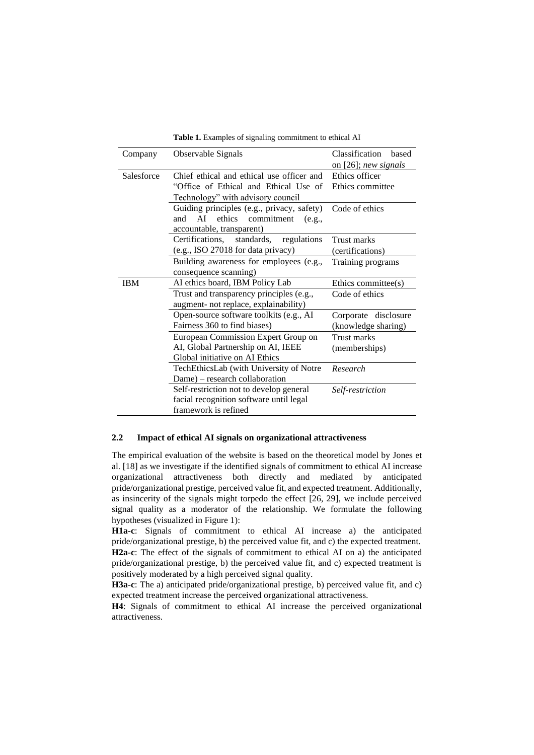**Table 1.** Examples of signaling commitment to ethical AI

| Company | Observable Signals | Classification based on [26]; *new signals* |
|---|---|---|
| Salesforce | Chief ethical and ethical use officer and "Office of Ethical and Ethical Use of Technology" with advisory council | Ethics officer<br>Ethics committee |
| | Guiding principles (e.g., privacy, safety) and AI ethics commitment (e.g., accountable, transparent) | Code of ethics |
| | Certifications, standards, regulations (e.g., ISO 27018 for data privacy) | Trust marks (certifications) |
| | Building awareness for employees (e.g., consequence scanning) | Training programs |
| IBM | AI ethics board, IBM Policy Lab | Ethics committee(s) |
| | Trust and transparency principles (e.g., augment- not replace, explainability) | Code of ethics |
| | Open-source software toolkits (e.g., AI Fairness 360 to find biases) | Corporate disclosure (knowledge sharing) |
| | European Commission Expert Group on AI, Global Partnership on AI, IEEE Global initiative on AI Ethics | Trust marks (memberships) |
| | TechEthicsLab (with University of Notre Dame) – research collaboration | *Research* |
| | Self-restriction not to develop general facial recognition software until legal framework is refined | *Self-restriction* |

### 2.2 Impact of ethical AI signals on organizational attractiveness

The empirical evaluation of the website is based on the theoretical model by Jones et al. [18] as we investigate if the identified signals of commitment to ethical AI increase organizational attractiveness both directly and mediated by anticipated pride/organizational prestige, perceived value fit, and expected treatment. Additionally, as insincerity of the signals might torpedo the effect [26, 29], we include perceived signal quality as a moderator of the relationship. We formulate the following hypotheses (visualized in Figure 1):

**H1a-c**: Signals of commitment to ethical AI increase a) the anticipated pride/organizational prestige, b) the perceived value fit, and c) the expected treatment.

**H2a-c**: The effect of the signals of commitment to ethical AI on a) the anticipated pride/organizational prestige, b) the perceived value fit, and c) expected treatment is positively moderated by a high perceived signal quality.

**H3a-c**: The a) anticipated pride/organizational prestige, b) perceived value fit, and c) expected treatment increase the perceived organizational attractiveness.

**H4**: Signals of commitment to ethical AI increase the perceived organizational attractiveness.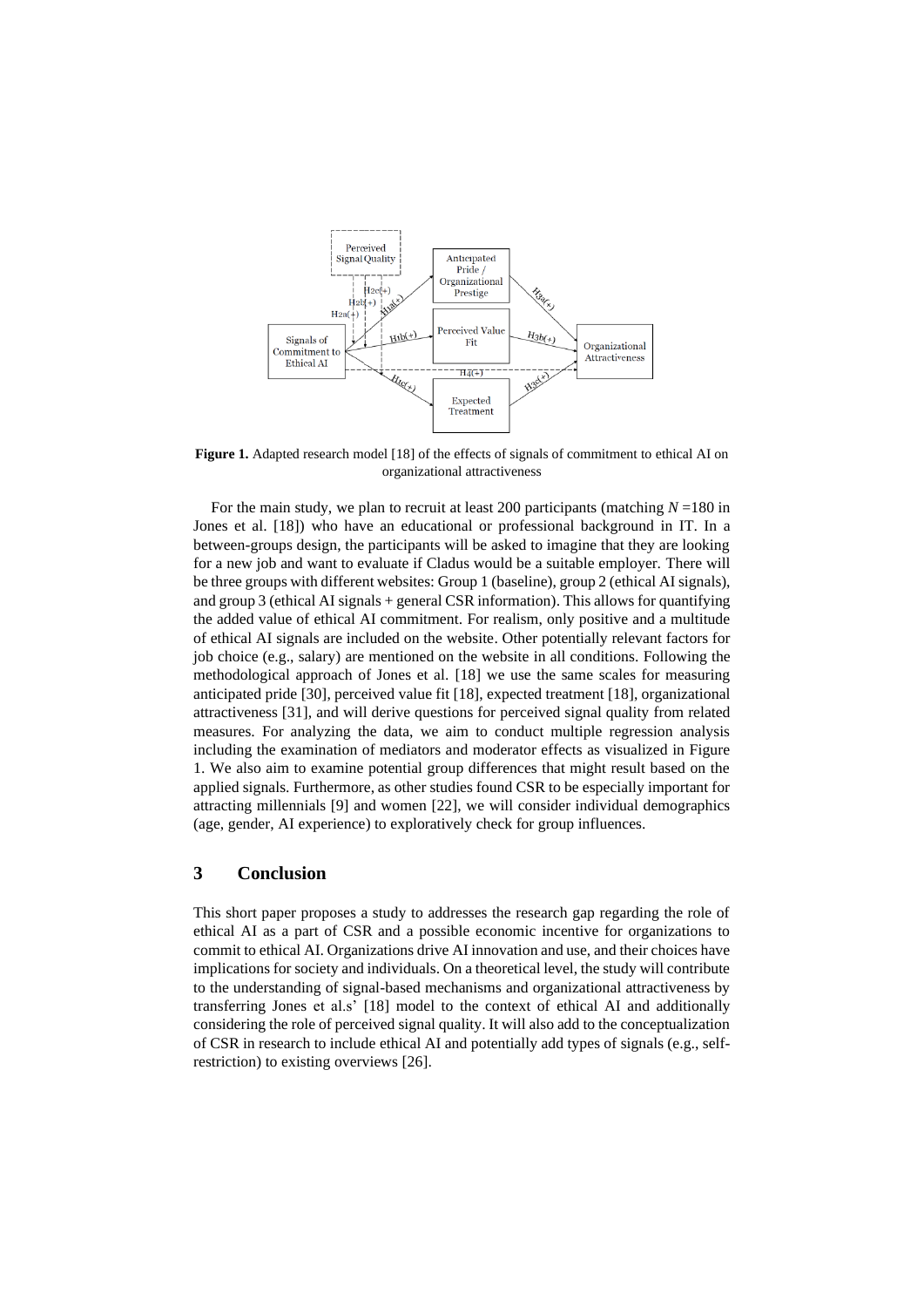**Figure 1.** Adapted research model [18] of the effects of signals of commitment to ethical AI on organizational attractiveness

For the main study, we plan to recruit at least 200 participants (matching $N = 180$ in Jones et al. [18]) who have an educational or professional background in IT. In a between-groups design, the participants will be asked to imagine that they are looking for a new job and want to evaluate if Cladus would be a suitable employer. There will be three groups with different websites: Group 1 (baseline), group 2 (ethical AI signals), and group 3 (ethical AI signals + general CSR information). This allows for quantifying the added value of ethical AI commitment. For realism, only positive and a multitude of ethical AI signals are included on the website. Other potentially relevant factors for job choice (e.g., salary) are mentioned on the website in all conditions. Following the methodological approach of Jones et al. [18] we use the same scales for measuring anticipated pride [30], perceived value fit [18], expected treatment [18], organizational attractiveness [31], and will derive questions for perceived signal quality from related measures. For analyzing the data, we aim to conduct multiple regression analysis including the examination of mediators and moderator effects as visualized in Figure 1. We also aim to examine potential group differences that might result based on the applied signals. Furthermore, as other studies found CSR to be especially important for attracting millennials [9] and women [22], we will consider individual demographics (age, gender, AI experience) to exploratively check for group influences.

## 3 Conclusion

This short paper proposes a study to addresses the research gap regarding the role of ethical AI as a part of CSR and a possible economic incentive for organizations to commit to ethical AI. Organizations drive AI innovation and use, and their choices have implications for society and individuals. On a theoretical level, the study will contribute to the understanding of signal-based mechanisms and organizational attractiveness by transferring Jones et al.s' [18] model to the context of ethical AI and additionally considering the role of perceived signal quality. It will also add to the conceptualization of CSR in research to include ethical AI and potentially add types of signals (e.g., self-restriction) to existing overviews [26].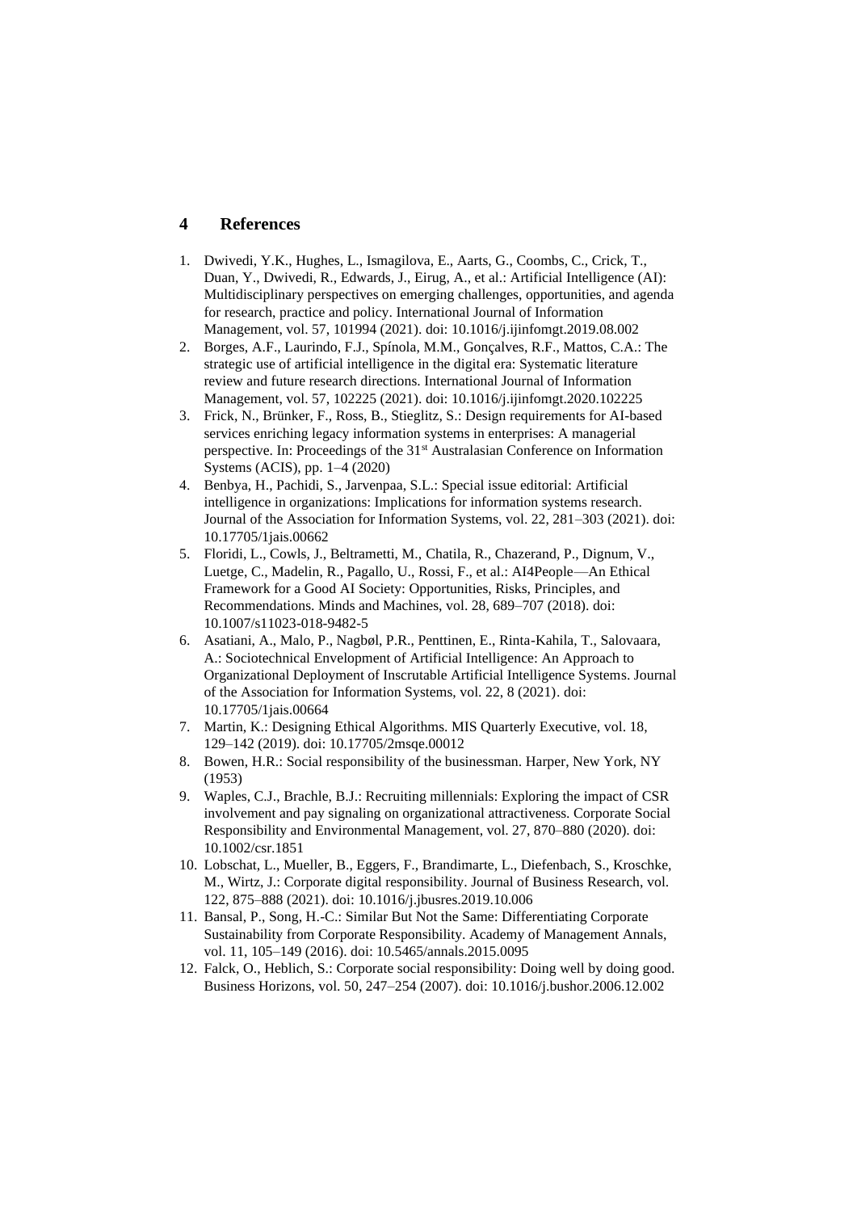## 4 References

1. Dwivedi, Y.K., Hughes, L., Ismagilova, E., Aarts, G., Coombs, C., Crick, T., Duan, Y., Dwivedi, R., Edwards, J., Eirug, A., et al.: Artificial Intelligence (AI): Multidisciplinary perspectives on emerging challenges, opportunities, and agenda for research, practice and policy. International Journal of Information Management, vol. 57, 101994 (2021). doi: 10.1016/j.ijinfomgt.2019.08.002
2. Borges, A.F., Laurindo, F.J., Spínola, M.M., Gonçalves, R.F., Mattos, C.A.: The strategic use of artificial intelligence in the digital era: Systematic literature review and future research directions. International Journal of Information Management, vol. 57, 102225 (2021). doi: 10.1016/j.ijinfomgt.2020.102225
3. Frick, N., Brünker, F., Ross, B., Stieglitz, S.: Design requirements for AI-based services enriching legacy information systems in enterprises: A managerial perspective. In: Proceedings of the 31st Australasian Conference on Information Systems (ACIS), pp. 1–4 (2020)
4. Benbya, H., Pachidi, S., Jarvenpaa, S.L.: Special issue editorial: Artificial intelligence in organizations: Implications for information systems research. Journal of the Association for Information Systems, vol. 22, 281–303 (2021). doi: 10.17705/1jais.00662
5. Floridi, L., Cowls, J., Beltrametti, M., Chatila, R., Chazerand, P., Dignum, V., Luetge, C., Madelin, R., Pagallo, U., Rossi, F., et al.: AI4People—An Ethical Framework for a Good AI Society: Opportunities, Risks, Principles, and Recommendations. Minds and Machines, vol. 28, 689–707 (2018). doi: 10.1007/s11023-018-9482-5
6. Asatiani, A., Malo, P., Nagbøl, P.R., Penttinen, E., Rinta-Kahila, T., Salovaara, A.: Sociotechnical Envelopment of Artificial Intelligence: An Approach to Organizational Deployment of Inscrutable Artificial Intelligence Systems. Journal of the Association for Information Systems, vol. 22, 8 (2021). doi: 10.17705/1jais.00664
7. Martin, K.: Designing Ethical Algorithms. MIS Quarterly Executive, vol. 18, 129–142 (2019). doi: 10.17705/2msqe.00012
8. Bowen, H.R.: Social responsibility of the businessman. Harper, New York, NY (1953)
9. Waples, C.J., Brachle, B.J.: Recruiting millennials: Exploring the impact of CSR involvement and pay signaling on organizational attractiveness. Corporate Social Responsibility and Environmental Management, vol. 27, 870–880 (2020). doi: 10.1002/csr.1851
10. Lobschat, L., Mueller, B., Eggers, F., Brandimarte, L., Diefenbach, S., Kroschke, M., Wirtz, J.: Corporate digital responsibility. Journal of Business Research, vol. 122, 875–888 (2021). doi: 10.1016/j.jbusres.2019.10.006
11. Bansal, P., Song, H.-C.: Similar But Not the Same: Differentiating Corporate Sustainability from Corporate Responsibility. Academy of Management Annals, vol. 11, 105–149 (2016). doi: 10.5465/annals.2015.0095
12. Falck, O., Heblich, S.: Corporate social responsibility: Doing well by doing good. Business Horizons, vol. 50, 247–254 (2007). doi: 10.1016/j.bushor.2006.12.002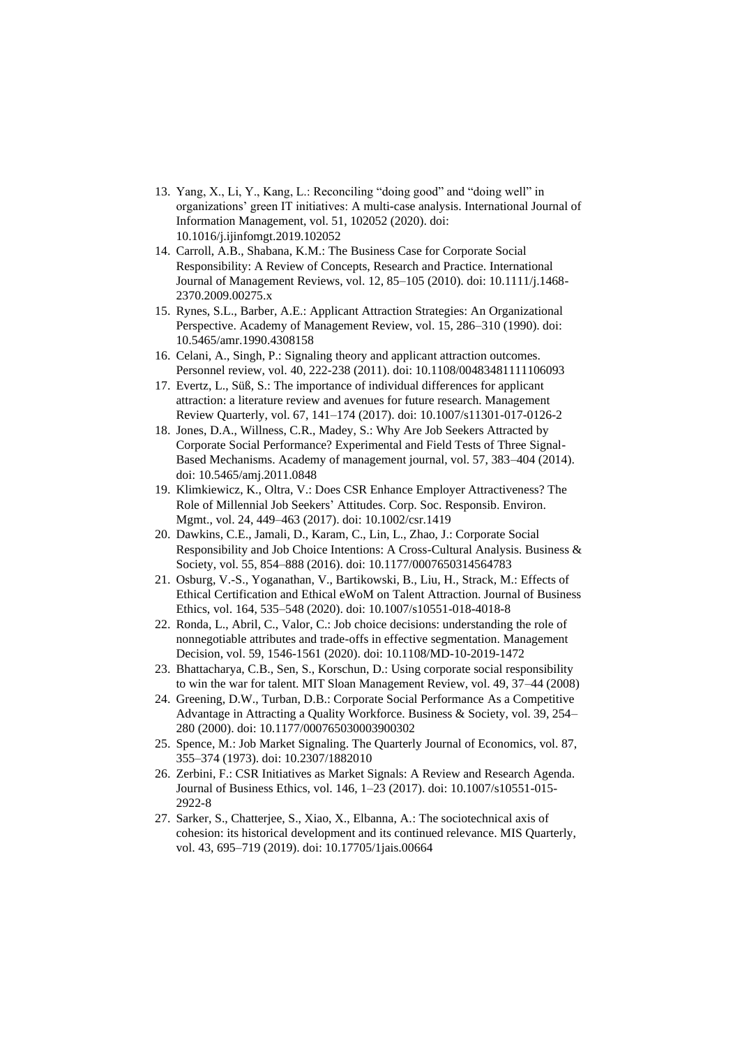13. Yang, X., Li, Y., Kang, L.: Reconciling "doing good" and "doing well" in organizations' green IT initiatives: A multi-case analysis. International Journal of Information Management, vol. 51, 102052 (2020). doi: 10.1016/j.ijinfomgt.2019.102052
14. Carroll, A.B., Shabana, K.M.: The Business Case for Corporate Social Responsibility: A Review of Concepts, Research and Practice. International Journal of Management Reviews, vol. 12, 85–105 (2010). doi: 10.1111/j.1468-2370.2009.00275.x
15. Rynes, S.L., Barber, A.E.: Applicant Attraction Strategies: An Organizational Perspective. Academy of Management Review, vol. 15, 286–310 (1990). doi: 10.5465/amr.1990.4308158
16. Celani, A., Singh, P.: Signaling theory and applicant attraction outcomes. Personnel review, vol. 40, 222-238 (2011). doi: 10.1108/00483481111106093
17. Evertz, L., Süß, S.: The importance of individual differences for applicant attraction: a literature review and avenues for future research. Management Review Quarterly, vol. 67, 141–174 (2017). doi: 10.1007/s11301-017-0126-2
18. Jones, D.A., Willness, C.R., Madey, S.: Why Are Job Seekers Attracted by Corporate Social Performance? Experimental and Field Tests of Three Signal-Based Mechanisms. Academy of management journal, vol. 57, 383–404 (2014). doi: 10.5465/amj.2011.0848
19. Klimkiewicz, K., Oltra, V.: Does CSR Enhance Employer Attractiveness? The Role of Millennial Job Seekers' Attitudes. Corp. Soc. Responsib. Environ. Mgmt., vol. 24, 449–463 (2017). doi: 10.1002/csr.1419
20. Dawkins, C.E., Jamali, D., Karam, C., Lin, L., Zhao, J.: Corporate Social Responsibility and Job Choice Intentions: A Cross-Cultural Analysis. Business & Society, vol. 55, 854–888 (2016). doi: 10.1177/0007650314564783
21. Osburg, V.-S., Yoganathan, V., Bartikowski, B., Liu, H., Strack, M.: Effects of Ethical Certification and Ethical eWoM on Talent Attraction. Journal of Business Ethics, vol. 164, 535–548 (2020). doi: 10.1007/s10551-018-4018-8
22. Ronda, L., Abril, C., Valor, C.: Job choice decisions: understanding the role of nonnegotiable attributes and trade-offs in effective segmentation. Management Decision, vol. 59, 1546-1561 (2020). doi: 10.1108/MD-10-2019-1472
23. Bhattacharya, C.B., Sen, S., Korschun, D.: Using corporate social responsibility to win the war for talent. MIT Sloan Management Review, vol. 49, 37–44 (2008)
24. Greening, D.W., Turban, D.B.: Corporate Social Performance As a Competitive Advantage in Attracting a Quality Workforce. Business & Society, vol. 39, 254–280 (2000). doi: 10.1177/000765030003900302
25. Spence, M.: Job Market Signaling. The Quarterly Journal of Economics, vol. 87, 355–374 (1973). doi: 10.2307/1882010
26. Zerbini, F.: CSR Initiatives as Market Signals: A Review and Research Agenda. Journal of Business Ethics, vol. 146, 1–23 (2017). doi: 10.1007/s10551-015-2922-8
27. Sarker, S., Chatterjee, S., Xiao, X., Elbanna, A.: The sociotechnical axis of cohesion: its historical development and its continued relevance. MIS Quarterly, vol. 43, 695–719 (2019). doi: 10.17705/1jais.00664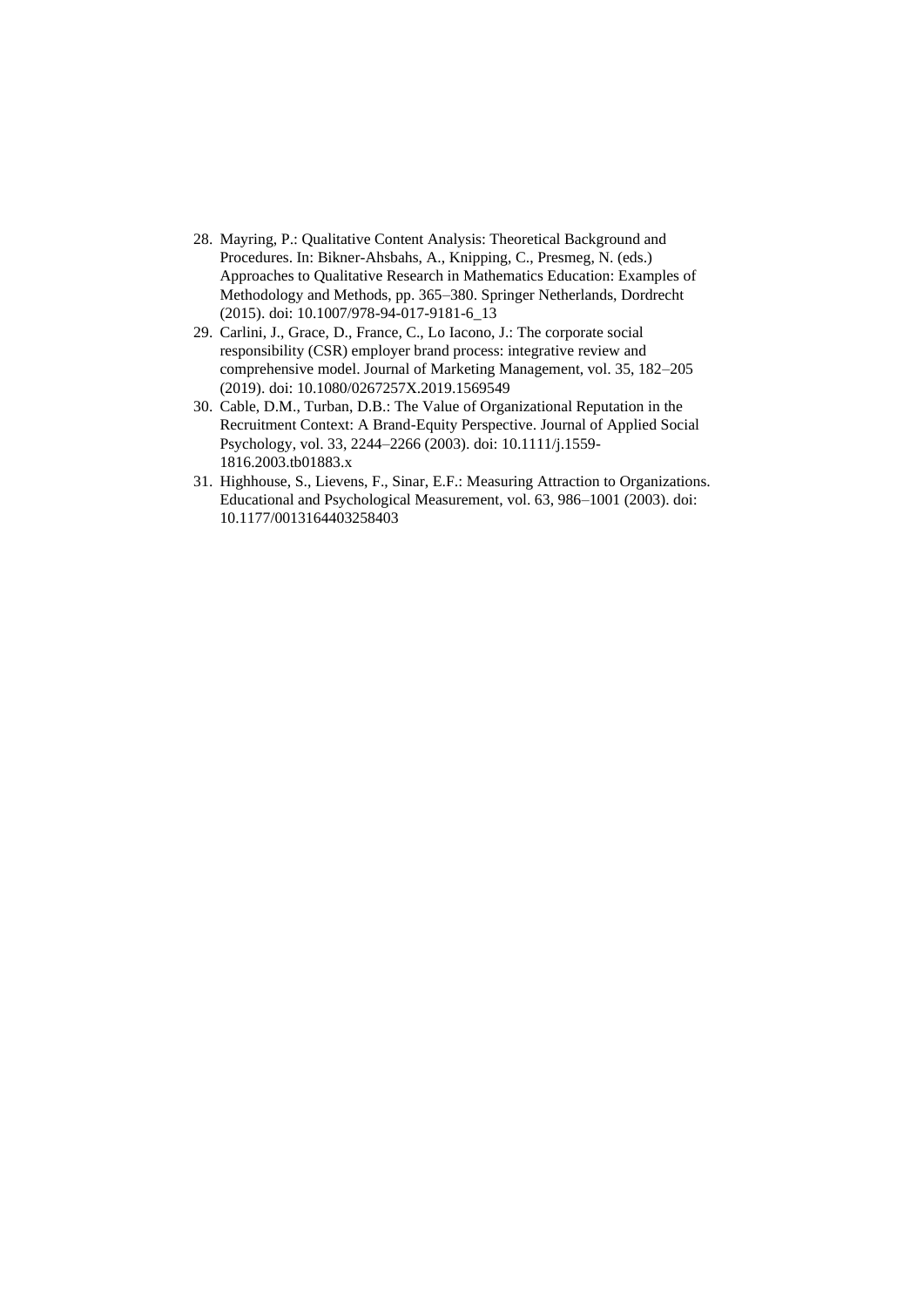28. Mayring, P.: Qualitative Content Analysis: Theoretical Background and Procedures. In: Bikner-Ahsbahs, A., Knipping, C., Presmeg, N. (eds.) Approaches to Qualitative Research in Mathematics Education: Examples of Methodology and Methods, pp. 365–380. Springer Netherlands, Dordrecht (2015). doi: 10.1007/978-94-017-9181-6_13
29. Carlini, J., Grace, D., France, C., Lo Iacono, J.: The corporate social responsibility (CSR) employer brand process: integrative review and comprehensive model. Journal of Marketing Management, vol. 35, 182–205 (2019). doi: 10.1080/0267257X.2019.1569549
30. Cable, D.M., Turban, D.B.: The Value of Organizational Reputation in the Recruitment Context: A Brand-Equity Perspective. Journal of Applied Social Psychology, vol. 33, 2244–2266 (2003). doi: 10.1111/j.1559-1816.2003.tb01883.x
31. Highhouse, S., Lievens, F., Sinar, E.F.: Measuring Attraction to Organizations. Educational and Psychological Measurement, vol. 63, 986–1001 (2003). doi: 10.1177/0013164403258403